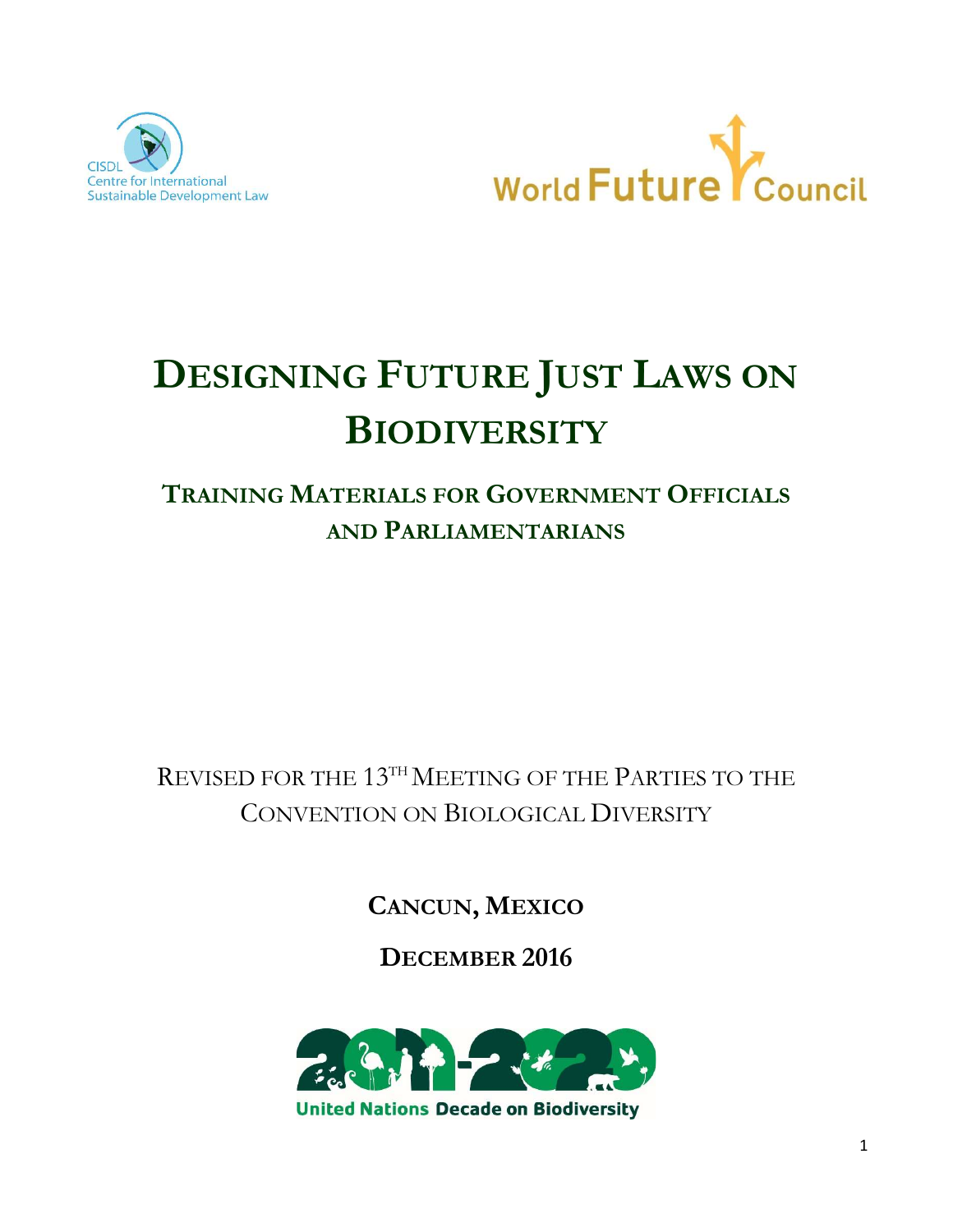CISDL
Centre for International Sustainable Development Law

World Future Council

# Designing Future Just Laws on Biodiversity

## Training Materials for Government Officials and Parliamentarians

Revised for the 13th Meeting of the Parties to the Convention on Biological Diversity

**Cancun, Mexico**

**December 2016**

2011-2020 United Nations Decade on Biodiversity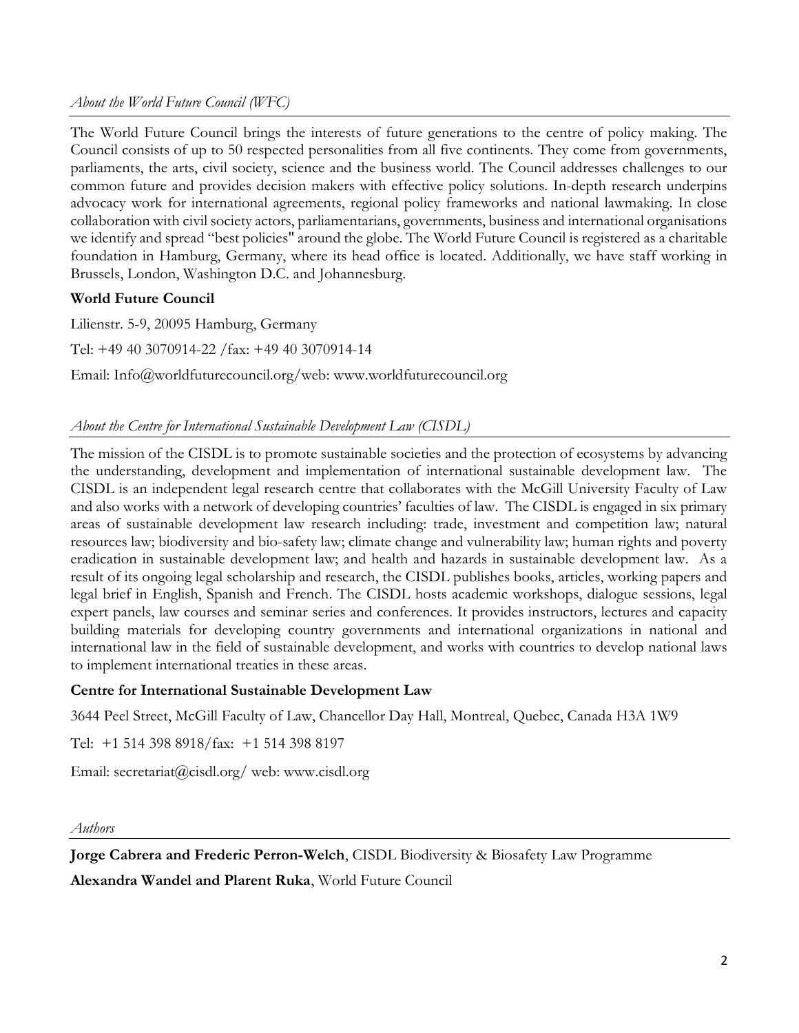*About the World Future Council (WFC)*

The World Future Council brings the interests of future generations to the centre of policy making. The Council consists of up to 50 respected personalities from all five continents. They come from governments, parliaments, the arts, civil society, science and the business world. The Council addresses challenges to our common future and provides decision makers with effective policy solutions. In-depth research underpins advocacy work for international agreements, regional policy frameworks and national lawmaking. In close collaboration with civil society actors, parliamentarians, governments, business and international organisations we identify and spread "best policies" around the globe. The World Future Council is registered as a charitable foundation in Hamburg, Germany, where its head office is located. Additionally, we have staff working in Brussels, London, Washington D.C. and Johannesburg.

**World Future Council**

Lilienstr. 5-9, 20095 Hamburg, Germany

Tel: +49 40 3070914-22 /fax: +49 40 3070914-14

Email: Info@worldfuturecouncil.org/web: www.worldfuturecouncil.org

*About the Centre for International Sustainable Development Law (CISDL)*

The mission of the CISDL is to promote sustainable societies and the protection of ecosystems by advancing the understanding, development and implementation of international sustainable development law. The CISDL is an independent legal research centre that collaborates with the McGill University Faculty of Law and also works with a network of developing countries' faculties of law. The CISDL is engaged in six primary areas of sustainable development law research including: trade, investment and competition law; natural resources law; biodiversity and bio-safety law; climate change and vulnerability law; human rights and poverty eradication in sustainable development law; and health and hazards in sustainable development law. As a result of its ongoing legal scholarship and research, the CISDL publishes books, articles, working papers and legal brief in English, Spanish and French. The CISDL hosts academic workshops, dialogue sessions, legal expert panels, law courses and seminar series and conferences. It provides instructors, lectures and capacity building materials for developing country governments and international organizations in national and international law in the field of sustainable development, and works with countries to develop national laws to implement international treaties in these areas.

**Centre for International Sustainable Development Law**

3644 Peel Street, McGill Faculty of Law, Chancellor Day Hall, Montreal, Quebec, Canada H3A 1W9

Tel: +1 514 398 8918/fax: +1 514 398 8197

Email: secretariat@cisdl.org/ web: www.cisdl.org

*Authors*

**Jorge Cabrera and Frederic Perron-Welch**, CISDL Biodiversity & Biosafety Law Programme

**Alexandra Wandel and Plarent Ruka**, World Future Council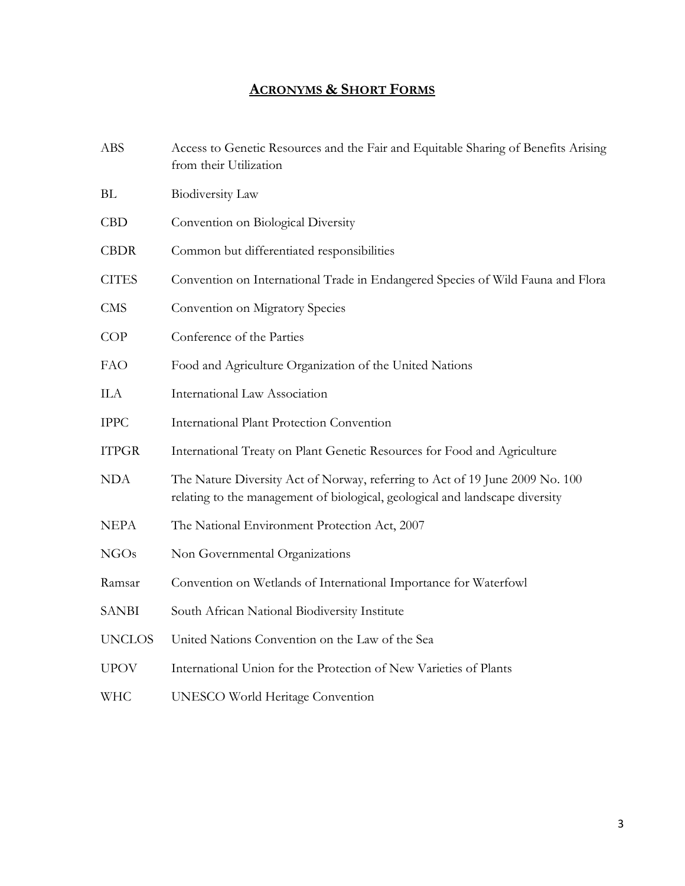## ACRONYMS & SHORT FORMS

| | |
|---|---|
| ABS | Access to Genetic Resources and the Fair and Equitable Sharing of Benefits Arising from their Utilization |
| BL | Biodiversity Law |
| CBD | Convention on Biological Diversity |
| CBDR | Common but differentiated responsibilities |
| CITES | Convention on International Trade in Endangered Species of Wild Fauna and Flora |
| CMS | Convention on Migratory Species |
| COP | Conference of the Parties |
| FAO | Food and Agriculture Organization of the United Nations |
| ILA | International Law Association |
| IPPC | International Plant Protection Convention |
| ITPGR | International Treaty on Plant Genetic Resources for Food and Agriculture |
| NDA | The Nature Diversity Act of Norway, referring to Act of 19 June 2009 No. 100 relating to the management of biological, geological and landscape diversity |
| NEPA | The National Environment Protection Act, 2007 |
| NGOs | Non Governmental Organizations |
| Ramsar | Convention on Wetlands of International Importance for Waterfowl |
| SANBI | South African National Biodiversity Institute |
| UNCLOS | United Nations Convention on the Law of the Sea |
| UPOV | International Union for the Protection of New Varieties of Plants |
| WHC | UNESCO World Heritage Convention |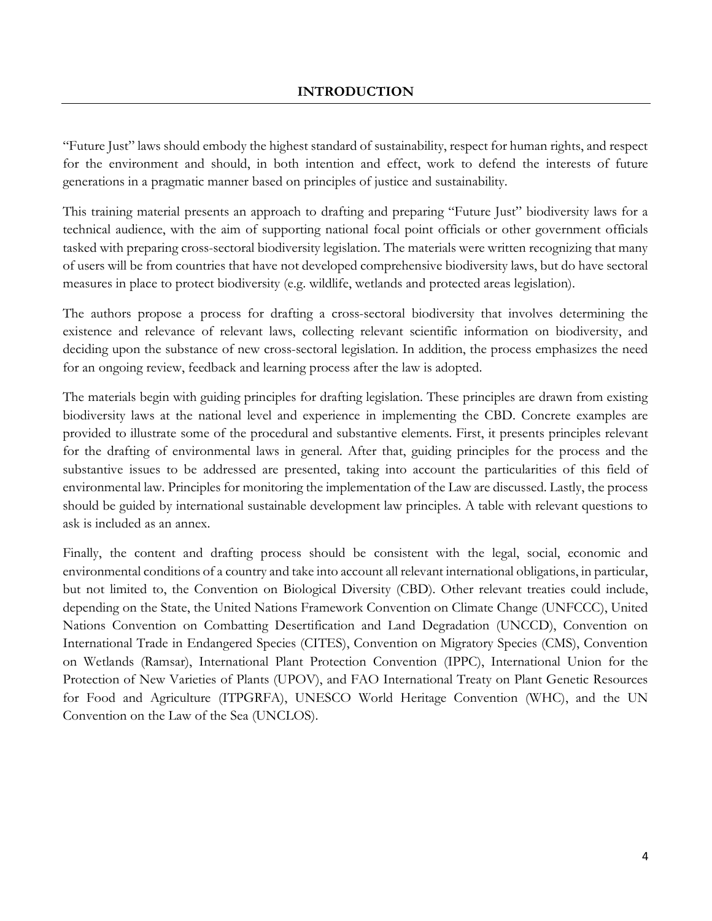# INTRODUCTION

"Future Just" laws should embody the highest standard of sustainability, respect for human rights, and respect for the environment and should, in both intention and effect, work to defend the interests of future generations in a pragmatic manner based on principles of justice and sustainability.

This training material presents an approach to drafting and preparing "Future Just" biodiversity laws for a technical audience, with the aim of supporting national focal point officials or other government officials tasked with preparing cross-sectoral biodiversity legislation. The materials were written recognizing that many of users will be from countries that have not developed comprehensive biodiversity laws, but do have sectoral measures in place to protect biodiversity (e.g. wildlife, wetlands and protected areas legislation).

The authors propose a process for drafting a cross-sectoral biodiversity that involves determining the existence and relevance of relevant laws, collecting relevant scientific information on biodiversity, and deciding upon the substance of new cross-sectoral legislation. In addition, the process emphasizes the need for an ongoing review, feedback and learning process after the law is adopted.

The materials begin with guiding principles for drafting legislation. These principles are drawn from existing biodiversity laws at the national level and experience in implementing the CBD. Concrete examples are provided to illustrate some of the procedural and substantive elements. First, it presents principles relevant for the drafting of environmental laws in general. After that, guiding principles for the process and the substantive issues to be addressed are presented, taking into account the particularities of this field of environmental law. Principles for monitoring the implementation of the Law are discussed. Lastly, the process should be guided by international sustainable development law principles. A table with relevant questions to ask is included as an annex.

Finally, the content and drafting process should be consistent with the legal, social, economic and environmental conditions of a country and take into account all relevant international obligations, in particular, but not limited to, the Convention on Biological Diversity (CBD). Other relevant treaties could include, depending on the State, the United Nations Framework Convention on Climate Change (UNFCCC), United Nations Convention on Combatting Desertification and Land Degradation (UNCCD), Convention on International Trade in Endangered Species (CITES), Convention on Migratory Species (CMS), Convention on Wetlands (Ramsar), International Plant Protection Convention (IPPC), International Union for the Protection of New Varieties of Plants (UPOV), and FAO International Treaty on Plant Genetic Resources for Food and Agriculture (ITPGRFA), UNESCO World Heritage Convention (WHC), and the UN Convention on the Law of the Sea (UNCLOS).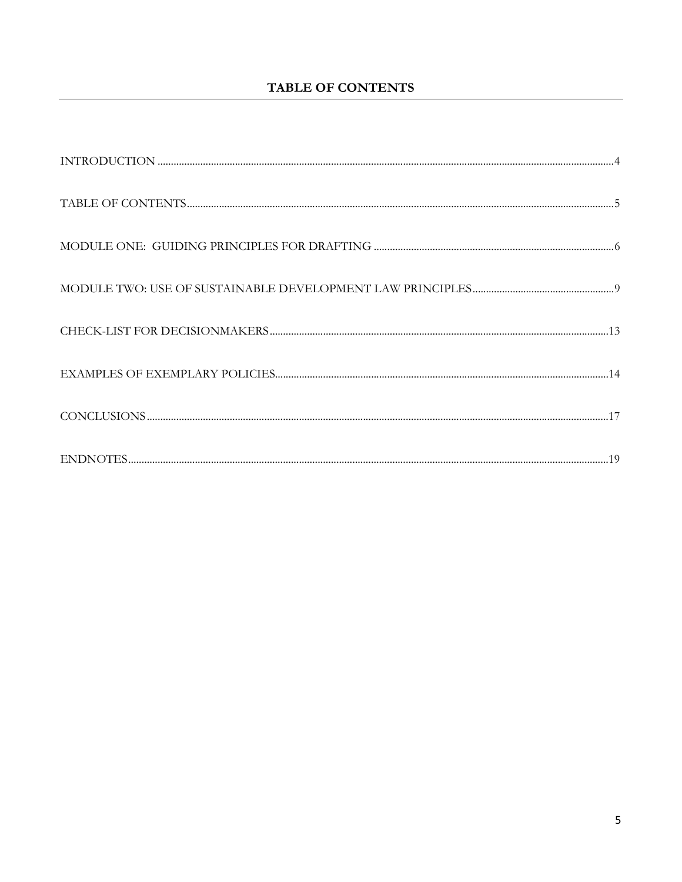## TABLE OF CONTENTS

INTRODUCTION .......... 4

TABLE OF CONTENTS .......... 5

MODULE ONE: GUIDING PRINCIPLES FOR DRAFTING .......... 6

MODULE TWO: USE OF SUSTAINABLE DEVELOPMENT LAW PRINCIPLES .......... 9

CHECK-LIST FOR DECISIONMAKERS .......... 13

EXAMPLES OF EXEMPLARY POLICIES .......... 14

CONCLUSIONS .......... 17

ENDNOTES .......... 19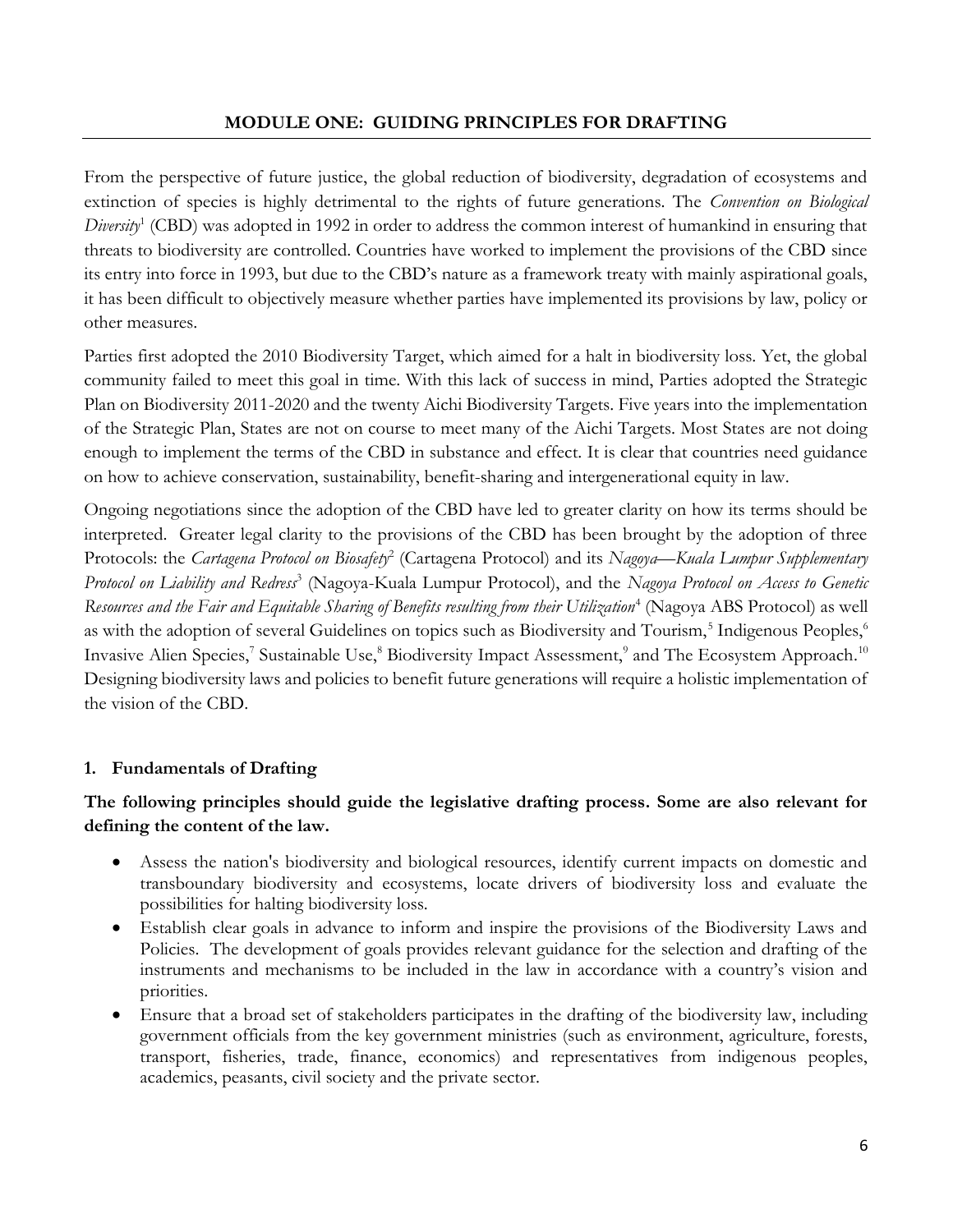## MODULE ONE: GUIDING PRINCIPLES FOR DRAFTING

From the perspective of future justice, the global reduction of biodiversity, degradation of ecosystems and extinction of species is highly detrimental to the rights of future generations. The *Convention on Biological Diversity*[1] (CBD) was adopted in 1992 in order to address the common interest of humankind in ensuring that threats to biodiversity are controlled. Countries have worked to implement the provisions of the CBD since its entry into force in 1993, but due to the CBD's nature as a framework treaty with mainly aspirational goals, it has been difficult to objectively measure whether parties have implemented its provisions by law, policy or other measures.

Parties first adopted the 2010 Biodiversity Target, which aimed for a halt in biodiversity loss. Yet, the global community failed to meet this goal in time. With this lack of success in mind, Parties adopted the Strategic Plan on Biodiversity 2011-2020 and the twenty Aichi Biodiversity Targets. Five years into the implementation of the Strategic Plan, States are not on course to meet many of the Aichi Targets. Most States are not doing enough to implement the terms of the CBD in substance and effect. It is clear that countries need guidance on how to achieve conservation, sustainability, benefit-sharing and intergenerational equity in law.

Ongoing negotiations since the adoption of the CBD have led to greater clarity on how its terms should be interpreted. Greater legal clarity to the provisions of the CBD has been brought by the adoption of three Protocols: the *Cartagena Protocol on Biosafety*[2] (Cartagena Protocol) and its *Nagoya—Kuala Lumpur Supplementary Protocol on Liability and Redress*[3] (Nagoya-Kuala Lumpur Protocol), and the *Nagoya Protocol on Access to Genetic Resources and the Fair and Equitable Sharing of Benefits resulting from their Utilization*[4] (Nagoya ABS Protocol) as well as with the adoption of several Guidelines on topics such as Biodiversity and Tourism,[5] Indigenous Peoples,[6] Invasive Alien Species,[7] Sustainable Use,[8] Biodiversity Impact Assessment,[9] and The Ecosystem Approach.[10] Designing biodiversity laws and policies to benefit future generations will require a holistic implementation of the vision of the CBD.

### 1. Fundamentals of Drafting

**The following principles should guide the legislative drafting process. Some are also relevant for defining the content of the law.**

- Assess the nation's biodiversity and biological resources, identify current impacts on domestic and transboundary biodiversity and ecosystems, locate drivers of biodiversity loss and evaluate the possibilities for halting biodiversity loss.
- Establish clear goals in advance to inform and inspire the provisions of the Biodiversity Laws and Policies. The development of goals provides relevant guidance for the selection and drafting of the instruments and mechanisms to be included in the law in accordance with a country's vision and priorities.
- Ensure that a broad set of stakeholders participates in the drafting of the biodiversity law, including government officials from the key government ministries (such as environment, agriculture, forests, transport, fisheries, trade, finance, economics) and representatives from indigenous peoples, academics, peasants, civil society and the private sector.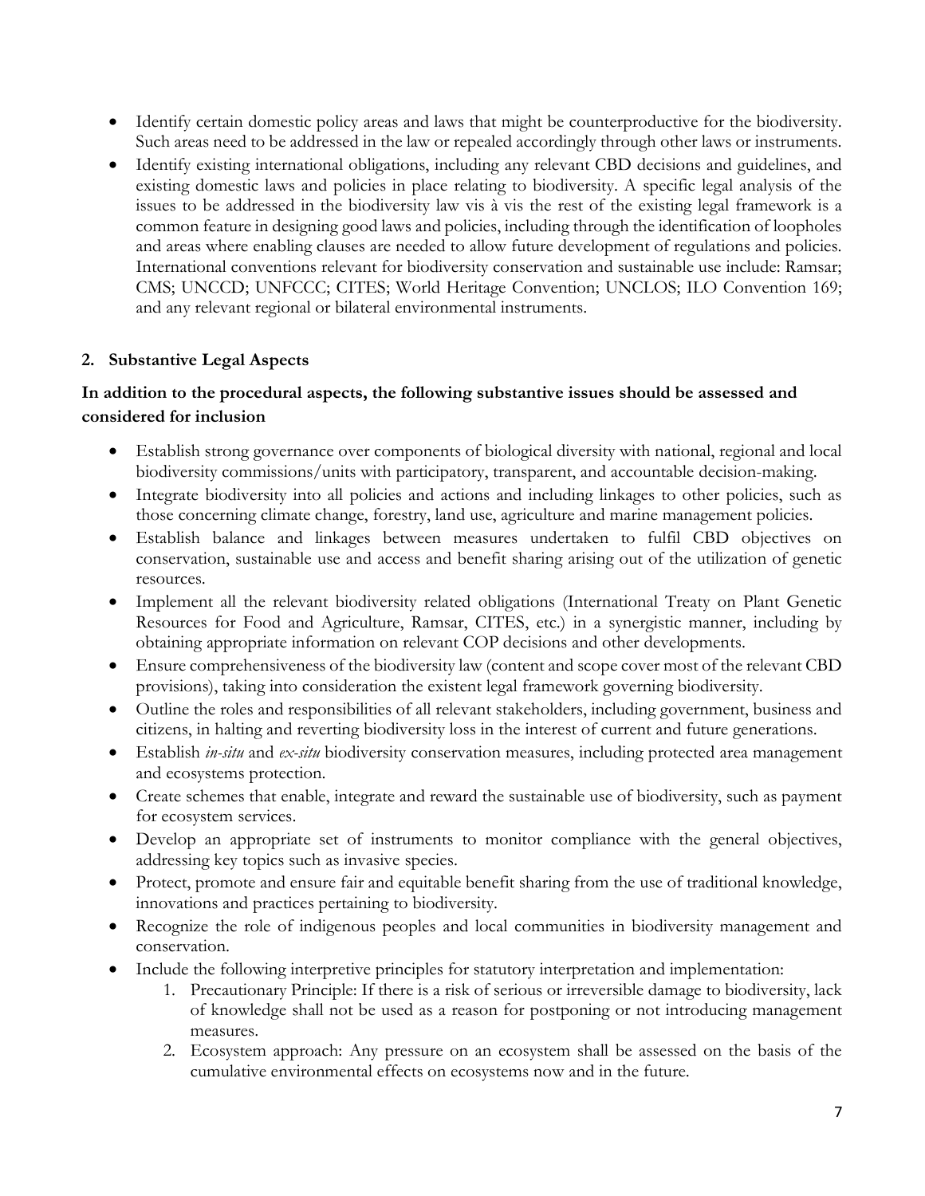- Identify certain domestic policy areas and laws that might be counterproductive for the biodiversity. Such areas need to be addressed in the law or repealed accordingly through other laws or instruments.
- Identify existing international obligations, including any relevant CBD decisions and guidelines, and existing domestic laws and policies in place relating to biodiversity. A specific legal analysis of the issues to be addressed in the biodiversity law vis à vis the rest of the existing legal framework is a common feature in designing good laws and policies, including through the identification of loopholes and areas where enabling clauses are needed to allow future development of regulations and policies. International conventions relevant for biodiversity conservation and sustainable use include: Ramsar; CMS; UNCCD; UNFCCC; CITES; World Heritage Convention; UNCLOS; ILO Convention 169; and any relevant regional or bilateral environmental instruments.

## 2. Substantive Legal Aspects

**In addition to the procedural aspects, the following substantive issues should be assessed and considered for inclusion**

- Establish strong governance over components of biological diversity with national, regional and local biodiversity commissions/units with participatory, transparent, and accountable decision-making.
- Integrate biodiversity into all policies and actions and including linkages to other policies, such as those concerning climate change, forestry, land use, agriculture and marine management policies.
- Establish balance and linkages between measures undertaken to fulfil CBD objectives on conservation, sustainable use and access and benefit sharing arising out of the utilization of genetic resources.
- Implement all the relevant biodiversity related obligations (International Treaty on Plant Genetic Resources for Food and Agriculture, Ramsar, CITES, etc.) in a synergistic manner, including by obtaining appropriate information on relevant COP decisions and other developments.
- Ensure comprehensiveness of the biodiversity law (content and scope cover most of the relevant CBD provisions), taking into consideration the existent legal framework governing biodiversity.
- Outline the roles and responsibilities of all relevant stakeholders, including government, business and citizens, in halting and reverting biodiversity loss in the interest of current and future generations.
- Establish *in-situ* and *ex-situ* biodiversity conservation measures, including protected area management and ecosystems protection.
- Create schemes that enable, integrate and reward the sustainable use of biodiversity, such as payment for ecosystem services.
- Develop an appropriate set of instruments to monitor compliance with the general objectives, addressing key topics such as invasive species.
- Protect, promote and ensure fair and equitable benefit sharing from the use of traditional knowledge, innovations and practices pertaining to biodiversity.
- Recognize the role of indigenous peoples and local communities in biodiversity management and conservation.
- Include the following interpretive principles for statutory interpretation and implementation:
    1. Precautionary Principle: If there is a risk of serious or irreversible damage to biodiversity, lack of knowledge shall not be used as a reason for postponing or not introducing management measures.
    2. Ecosystem approach: Any pressure on an ecosystem shall be assessed on the basis of the cumulative environmental effects on ecosystems now and in the future.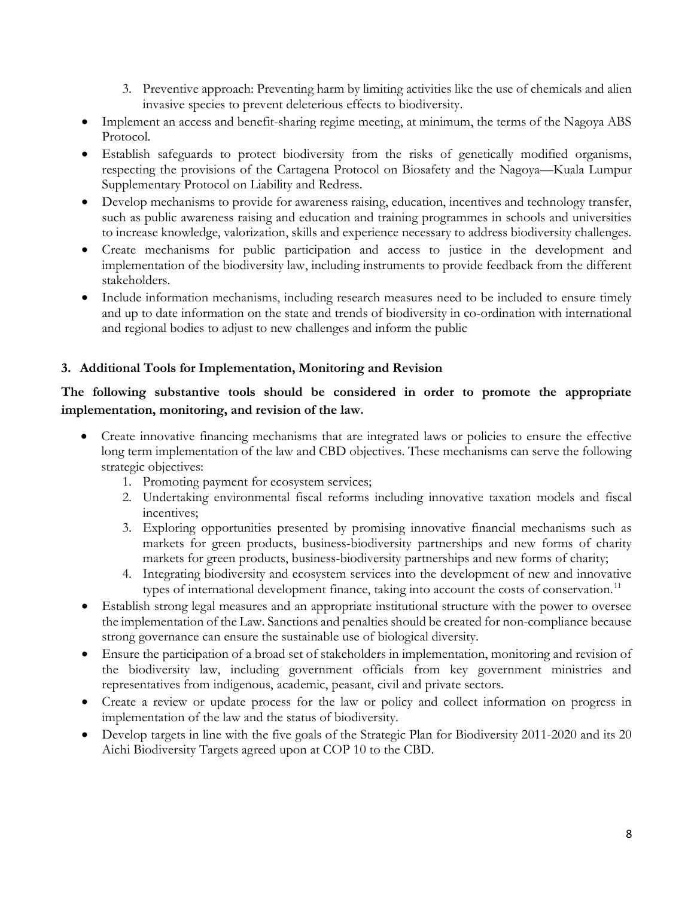3. Preventive approach: Preventing harm by limiting activities like the use of chemicals and alien invasive species to prevent deleterious effects to biodiversity.

- Implement an access and benefit-sharing regime meeting, at minimum, the terms of the Nagoya ABS Protocol.
- Establish safeguards to protect biodiversity from the risks of genetically modified organisms, respecting the provisions of the Cartagena Protocol on Biosafety and the Nagoya—Kuala Lumpur Supplementary Protocol on Liability and Redress.
- Develop mechanisms to provide for awareness raising, education, incentives and technology transfer, such as public awareness raising and education and training programmes in schools and universities to increase knowledge, valorization, skills and experience necessary to address biodiversity challenges.
- Create mechanisms for public participation and access to justice in the development and implementation of the biodiversity law, including instruments to provide feedback from the different stakeholders.
- Include information mechanisms, including research measures need to be included to ensure timely and up to date information on the state and trends of biodiversity in co-ordination with international and regional bodies to adjust to new challenges and inform the public

## 3. Additional Tools for Implementation, Monitoring and Revision

**The following substantive tools should be considered in order to promote the appropriate implementation, monitoring, and revision of the law.**

- Create innovative financing mechanisms that are integrated laws or policies to ensure the effective long term implementation of the law and CBD objectives. These mechanisms can serve the following strategic objectives:
    1. Promoting payment for ecosystem services;
    2. Undertaking environmental fiscal reforms including innovative taxation models and fiscal incentives;
    3. Exploring opportunities presented by promising innovative financial mechanisms such as markets for green products, business-biodiversity partnerships and new forms of charity markets for green products, business-biodiversity partnerships and new forms of charity;
    4. Integrating biodiversity and ecosystem services into the development of new and innovative types of international development finance, taking into account the costs of conservation.[11]
- Establish strong legal measures and an appropriate institutional structure with the power to oversee the implementation of the Law. Sanctions and penalties should be created for non-compliance because strong governance can ensure the sustainable use of biological diversity.
- Ensure the participation of a broad set of stakeholders in implementation, monitoring and revision of the biodiversity law, including government officials from key government ministries and representatives from indigenous, academic, peasant, civil and private sectors.
- Create a review or update process for the law or policy and collect information on progress in implementation of the law and the status of biodiversity.
- Develop targets in line with the five goals of the Strategic Plan for Biodiversity 2011-2020 and its 20 Aichi Biodiversity Targets agreed upon at COP 10 to the CBD.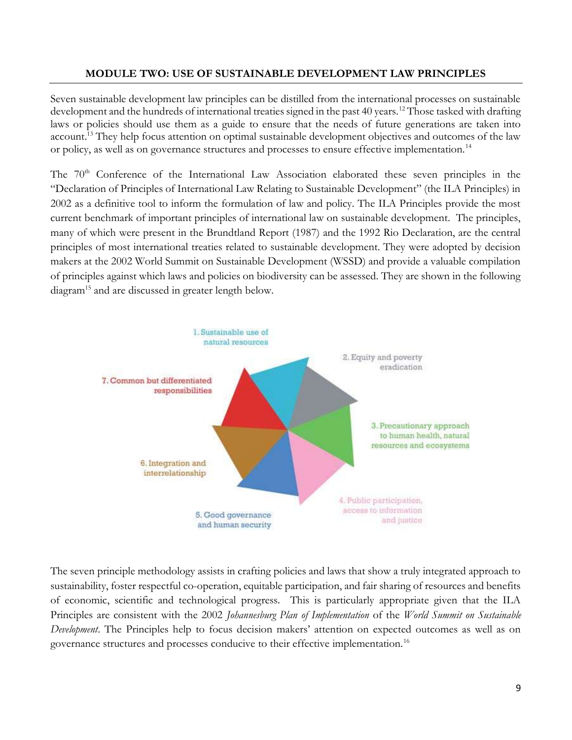## MODULE TWO: USE OF SUSTAINABLE DEVELOPMENT LAW PRINCIPLES

Seven sustainable development law principles can be distilled from the international processes on sustainable development and the hundreds of international treaties signed in the past 40 years.[12] Those tasked with drafting laws or policies should use them as a guide to ensure that the needs of future generations are taken into account.[13] They help focus attention on optimal sustainable development objectives and outcomes of the law or policy, as well as on governance structures and processes to ensure effective implementation.[14]

The 70th Conference of the International Law Association elaborated these seven principles in the "Declaration of Principles of International Law Relating to Sustainable Development" (the ILA Principles) in 2002 as a definitive tool to inform the formulation of law and policy. The ILA Principles provide the most current benchmark of important principles of international law on sustainable development. The principles, many of which were present in the Brundtland Report (1987) and the 1992 Rio Declaration, are the central principles of most international treaties related to sustainable development. They were adopted by decision makers at the 2002 World Summit on Sustainable Development (WSSD) and provide a valuable compilation of principles against which laws and policies on biodiversity can be assessed. They are shown in the following diagram[15] and are discussed in greater length below.

1. Sustainable use of natural resources
2. Equity and poverty eradication
3. Precautionary approach to human health, natural resources and ecosystems
4. Public participation, access to information and justice
5. Good governance and human security
6. Integration and interrelationship
7. Common but differentiated responsibilities

The seven principle methodology assists in crafting policies and laws that show a truly integrated approach to sustainability, foster respectful co-operation, equitable participation, and fair sharing of resources and benefits of economic, scientific and technological progress. This is particularly appropriate given that the ILA Principles are consistent with the 2002 *Johannesburg Plan of Implementation* of the *World Summit on Sustainable Development*. The Principles help to focus decision makers' attention on expected outcomes as well as on governance structures and processes conducive to their effective implementation.[16]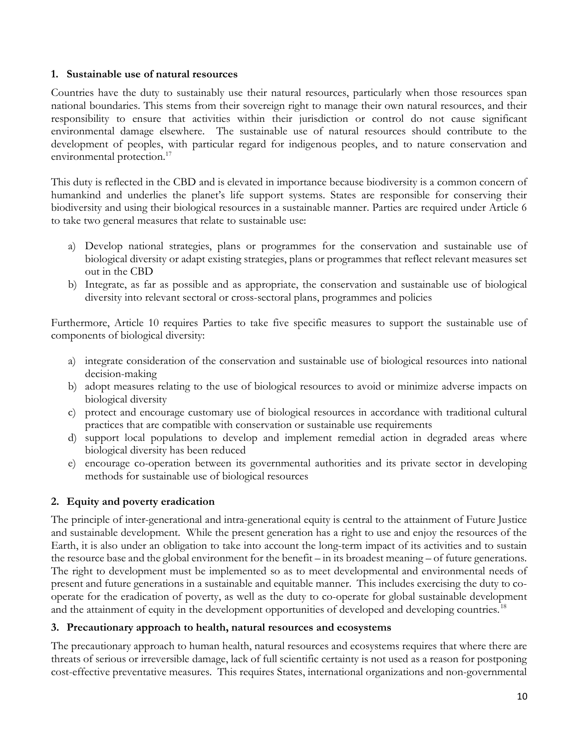## 1. Sustainable use of natural resources

Countries have the duty to sustainably use their natural resources, particularly when those resources span national boundaries. This stems from their sovereign right to manage their own natural resources, and their responsibility to ensure that activities within their jurisdiction or control do not cause significant environmental damage elsewhere. The sustainable use of natural resources should contribute to the development of peoples, with particular regard for indigenous peoples, and to nature conservation and environmental protection.[17]

This duty is reflected in the CBD and is elevated in importance because biodiversity is a common concern of humankind and underlies the planet's life support systems. States are responsible for conserving their biodiversity and using their biological resources in a sustainable manner. Parties are required under Article 6 to take two general measures that relate to sustainable use:

a) Develop national strategies, plans or programmes for the conservation and sustainable use of biological diversity or adapt existing strategies, plans or programmes that reflect relevant measures set out in the CBD
b) Integrate, as far as possible and as appropriate, the conservation and sustainable use of biological diversity into relevant sectoral or cross-sectoral plans, programmes and policies

Furthermore, Article 10 requires Parties to take five specific measures to support the sustainable use of components of biological diversity:

a) integrate consideration of the conservation and sustainable use of biological resources into national decision-making
b) adopt measures relating to the use of biological resources to avoid or minimize adverse impacts on biological diversity
c) protect and encourage customary use of biological resources in accordance with traditional cultural practices that are compatible with conservation or sustainable use requirements
d) support local populations to develop and implement remedial action in degraded areas where biological diversity has been reduced
e) encourage co-operation between its governmental authorities and its private sector in developing methods for sustainable use of biological resources

## 2. Equity and poverty eradication

The principle of inter-generational and intra-generational equity is central to the attainment of Future Justice and sustainable development. While the present generation has a right to use and enjoy the resources of the Earth, it is also under an obligation to take into account the long-term impact of its activities and to sustain the resource base and the global environment for the benefit – in its broadest meaning – of future generations. The right to development must be implemented so as to meet developmental and environmental needs of present and future generations in a sustainable and equitable manner. This includes exercising the duty to co-operate for the eradication of poverty, as well as the duty to co-operate for global sustainable development and the attainment of equity in the development opportunities of developed and developing countries.[18]

## 3. Precautionary approach to health, natural resources and ecosystems

The precautionary approach to human health, natural resources and ecosystems requires that where there are threats of serious or irreversible damage, lack of full scientific certainty is not used as a reason for postponing cost-effective preventative measures. This requires States, international organizations and non-governmental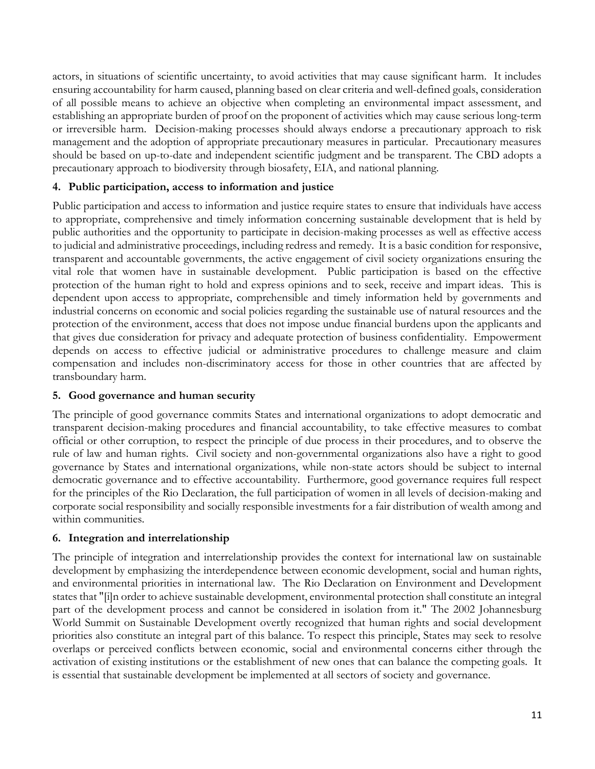actors, in situations of scientific uncertainty, to avoid activities that may cause significant harm. It includes ensuring accountability for harm caused, planning based on clear criteria and well-defined goals, consideration of all possible means to achieve an objective when completing an environmental impact assessment, and establishing an appropriate burden of proof on the proponent of activities which may cause serious long-term or irreversible harm. Decision-making processes should always endorse a precautionary approach to risk management and the adoption of appropriate precautionary measures in particular. Precautionary measures should be based on up-to-date and independent scientific judgment and be transparent. The CBD adopts a precautionary approach to biodiversity through biosafety, EIA, and national planning.

**4. Public participation, access to information and justice**

Public participation and access to information and justice require states to ensure that individuals have access to appropriate, comprehensive and timely information concerning sustainable development that is held by public authorities and the opportunity to participate in decision-making processes as well as effective access to judicial and administrative proceedings, including redress and remedy. It is a basic condition for responsive, transparent and accountable governments, the active engagement of civil society organizations ensuring the vital role that women have in sustainable development. Public participation is based on the effective protection of the human right to hold and express opinions and to seek, receive and impart ideas. This is dependent upon access to appropriate, comprehensible and timely information held by governments and industrial concerns on economic and social policies regarding the sustainable use of natural resources and the protection of the environment, access that does not impose undue financial burdens upon the applicants and that gives due consideration for privacy and adequate protection of business confidentiality. Empowerment depends on access to effective judicial or administrative procedures to challenge measure and claim compensation and includes non-discriminatory access for those in other countries that are affected by transboundary harm.

**5. Good governance and human security**

The principle of good governance commits States and international organizations to adopt democratic and transparent decision-making procedures and financial accountability, to take effective measures to combat official or other corruption, to respect the principle of due process in their procedures, and to observe the rule of law and human rights. Civil society and non-governmental organizations also have a right to good governance by States and international organizations, while non-state actors should be subject to internal democratic governance and to effective accountability. Furthermore, good governance requires full respect for the principles of the Rio Declaration, the full participation of women in all levels of decision-making and corporate social responsibility and socially responsible investments for a fair distribution of wealth among and within communities.

**6. Integration and interrelationship**

The principle of integration and interrelationship provides the context for international law on sustainable development by emphasizing the interdependence between economic development, social and human rights, and environmental priorities in international law. The Rio Declaration on Environment and Development states that "[i]n order to achieve sustainable development, environmental protection shall constitute an integral part of the development process and cannot be considered in isolation from it." The 2002 Johannesburg World Summit on Sustainable Development overtly recognized that human rights and social development priorities also constitute an integral part of this balance. To respect this principle, States may seek to resolve overlaps or perceived conflicts between economic, social and environmental concerns either through the activation of existing institutions or the establishment of new ones that can balance the competing goals. It is essential that sustainable development be implemented at all sectors of society and governance.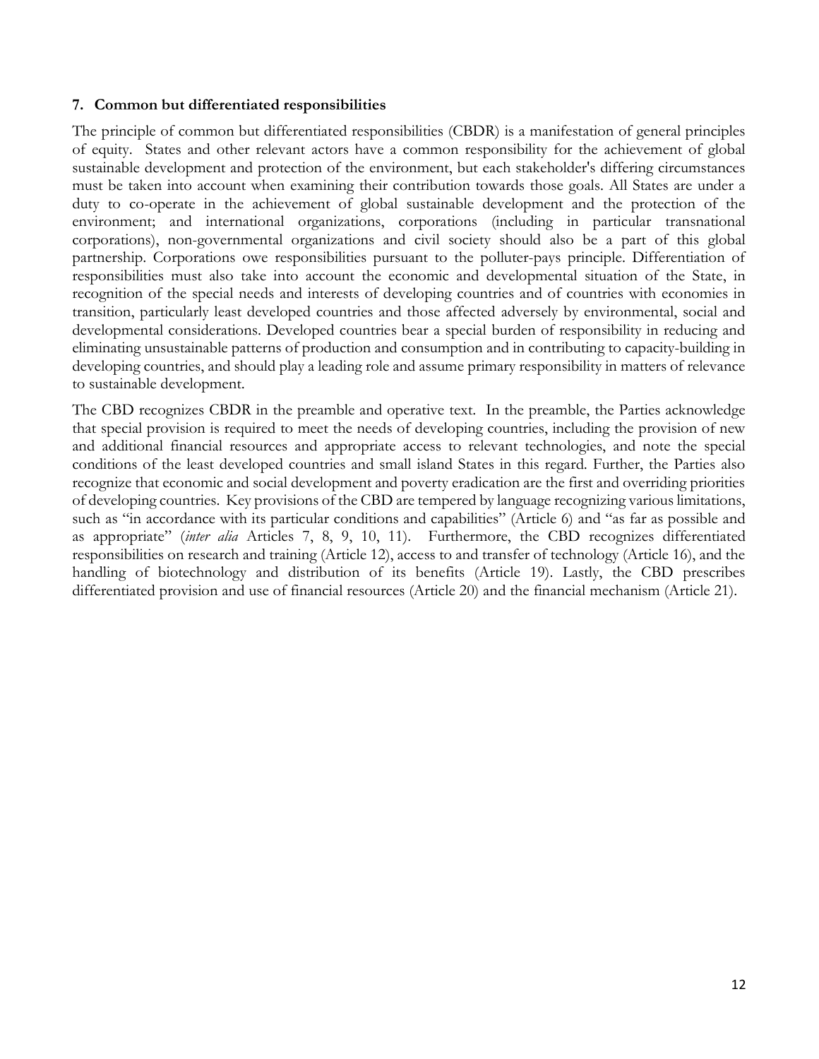## 7. Common but differentiated responsibilities

The principle of common but differentiated responsibilities (CBDR) is a manifestation of general principles of equity. States and other relevant actors have a common responsibility for the achievement of global sustainable development and protection of the environment, but each stakeholder's differing circumstances must be taken into account when examining their contribution towards those goals. All States are under a duty to co-operate in the achievement of global sustainable development and the protection of the environment; and international organizations, corporations (including in particular transnational corporations), non-governmental organizations and civil society should also be a part of this global partnership. Corporations owe responsibilities pursuant to the polluter-pays principle. Differentiation of responsibilities must also take into account the economic and developmental situation of the State, in recognition of the special needs and interests of developing countries and of countries with economies in transition, particularly least developed countries and those affected adversely by environmental, social and developmental considerations. Developed countries bear a special burden of responsibility in reducing and eliminating unsustainable patterns of production and consumption and in contributing to capacity-building in developing countries, and should play a leading role and assume primary responsibility in matters of relevance to sustainable development.

The CBD recognizes CBDR in the preamble and operative text. In the preamble, the Parties acknowledge that special provision is required to meet the needs of developing countries, including the provision of new and additional financial resources and appropriate access to relevant technologies, and note the special conditions of the least developed countries and small island States in this regard. Further, the Parties also recognize that economic and social development and poverty eradication are the first and overriding priorities of developing countries. Key provisions of the CBD are tempered by language recognizing various limitations, such as "in accordance with its particular conditions and capabilities" (Article 6) and "as far as possible and as appropriate" (*inter alia* Articles 7, 8, 9, 10, 11). Furthermore, the CBD recognizes differentiated responsibilities on research and training (Article 12), access to and transfer of technology (Article 16), and the handling of biotechnology and distribution of its benefits (Article 19). Lastly, the CBD prescribes differentiated provision and use of financial resources (Article 20) and the financial mechanism (Article 21).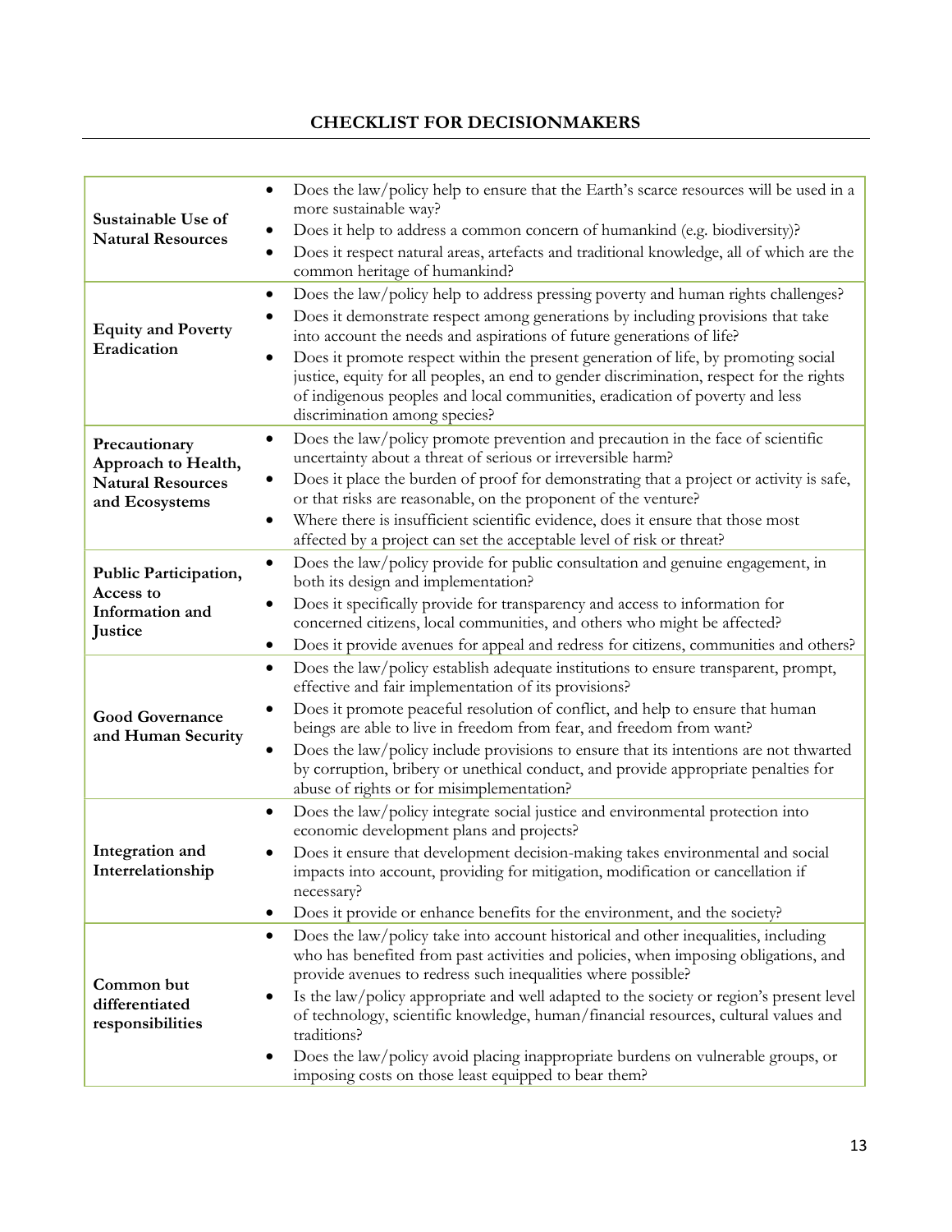# CHECKLIST FOR DECISIONMAKERS

| | |
|---|---|
| **Sustainable Use of Natural Resources** | • Does the law/policy help to ensure that the Earth's scarce resources will be used in a more sustainable way?<br>• Does it help to address a common concern of humankind (e.g. biodiversity)?<br>• Does it respect natural areas, artefacts and traditional knowledge, all of which are the common heritage of humankind? |
| **Equity and Poverty Eradication** | • Does the law/policy help to address pressing poverty and human rights challenges?<br>• Does it demonstrate respect among generations by including provisions that take into account the needs and aspirations of future generations of life?<br>• Does it promote respect within the present generation of life, by promoting social justice, equity for all peoples, an end to gender discrimination, respect for the rights of indigenous peoples and local communities, eradication of poverty and less discrimination among species? |
| **Precautionary Approach to Health, Natural Resources and Ecosystems** | • Does the law/policy promote prevention and precaution in the face of scientific uncertainty about a threat of serious or irreversible harm?<br>• Does it place the burden of proof for demonstrating that a project or activity is safe, or that risks are reasonable, on the proponent of the venture?<br>• Where there is insufficient scientific evidence, does it ensure that those most affected by a project can set the acceptable level of risk or threat? |
| **Public Participation, Access to Information and Justice** | • Does the law/policy provide for public consultation and genuine engagement, in both its design and implementation?<br>• Does it specifically provide for transparency and access to information for concerned citizens, local communities, and others who might be affected?<br>• Does it provide avenues for appeal and redress for citizens, communities and others? |
| **Good Governance and Human Security** | • Does the law/policy establish adequate institutions to ensure transparent, prompt, effective and fair implementation of its provisions?<br>• Does it promote peaceful resolution of conflict, and help to ensure that human beings are able to live in freedom from fear, and freedom from want?<br>• Does the law/policy include provisions to ensure that its intentions are not thwarted by corruption, bribery or unethical conduct, and provide appropriate penalties for abuse of rights or for misimplementation? |
| **Integration and Interrelationship** | • Does the law/policy integrate social justice and environmental protection into economic development plans and projects?<br>• Does it ensure that development decision-making takes environmental and social impacts into account, providing for mitigation, modification or cancellation if necessary?<br>• Does it provide or enhance benefits for the environment, and the society? |
| **Common but differentiated responsibilities** | • Does the law/policy take into account historical and other inequalities, including who has benefited from past activities and policies, when imposing obligations, and provide avenues to redress such inequalities where possible?<br>• Is the law/policy appropriate and well adapted to the society or region's present level of technology, scientific knowledge, human/financial resources, cultural values and traditions?<br>• Does the law/policy avoid placing inappropriate burdens on vulnerable groups, or imposing costs on those least equipped to bear them? |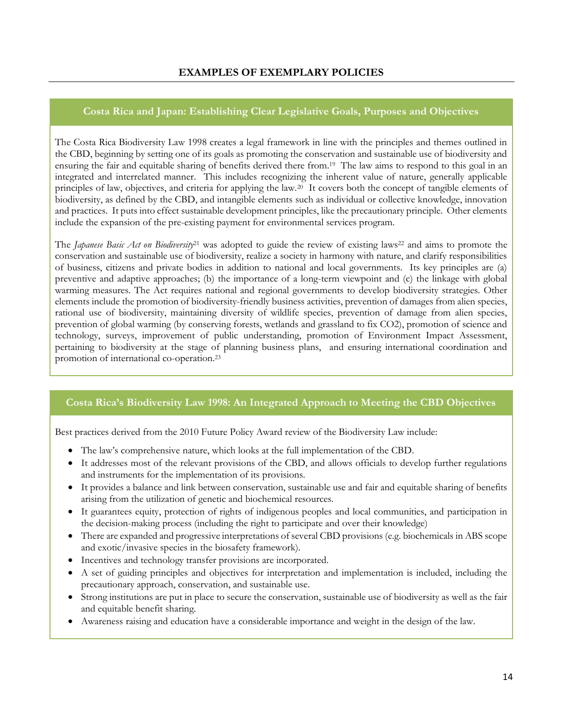## EXAMPLES OF EXEMPLARY POLICIES

### Costa Rica and Japan: Establishing Clear Legislative Goals, Purposes and Objectives

The Costa Rica Biodiversity Law 1998 creates a legal framework in line with the principles and themes outlined in the CBD, beginning by setting one of its goals as promoting the conservation and sustainable use of biodiversity and ensuring the fair and equitable sharing of benefits derived there from.[19] The law aims to respond to this goal in an integrated and interrelated manner. This includes recognizing the inherent value of nature, generally applicable principles of law, objectives, and criteria for applying the law.[20] It covers both the concept of tangible elements of biodiversity, as defined by the CBD, and intangible elements such as individual or collective knowledge, innovation and practices. It puts into effect sustainable development principles, like the precautionary principle. Other elements include the expansion of the pre-existing payment for environmental services program.

The *Japanese Basic Act on Biodiversity*[21] was adopted to guide the review of existing laws[22] and aims to promote the conservation and sustainable use of biodiversity, realize a society in harmony with nature, and clarify responsibilities of business, citizens and private bodies in addition to national and local governments. Its key principles are (a) preventive and adaptive approaches; (b) the importance of a long-term viewpoint and (c) the linkage with global warming measures. The Act requires national and regional governments to develop biodiversity strategies. Other elements include the promotion of biodiversity-friendly business activities, prevention of damages from alien species, rational use of biodiversity, maintaining diversity of wildlife species, prevention of damage from alien species, prevention of global warming (by conserving forests, wetlands and grassland to fix $CO_2$), promotion of science and technology, surveys, improvement of public understanding, promotion of Environment Impact Assessment, pertaining to biodiversity at the stage of planning business plans, and ensuring international coordination and promotion of international co-operation.[23]

### Costa Rica's Biodiversity Law 1998: An Integrated Approach to Meeting the CBD Objectives

Best practices derived from the 2010 Future Policy Award review of the Biodiversity Law include:

- The law's comprehensive nature, which looks at the full implementation of the CBD.
- It addresses most of the relevant provisions of the CBD, and allows officials to develop further regulations and instruments for the implementation of its provisions.
- It provides a balance and link between conservation, sustainable use and fair and equitable sharing of benefits arising from the utilization of genetic and biochemical resources.
- It guarantees equity, protection of rights of indigenous peoples and local communities, and participation in the decision-making process (including the right to participate and over their knowledge)
- There are expanded and progressive interpretations of several CBD provisions (e.g. biochemicals in ABS scope and exotic/invasive species in the biosafety framework).
- Incentives and technology transfer provisions are incorporated.
- A set of guiding principles and objectives for interpretation and implementation is included, including the precautionary approach, conservation, and sustainable use.
- Strong institutions are put in place to secure the conservation, sustainable use of biodiversity as well as the fair and equitable benefit sharing.
- Awareness raising and education have a considerable importance and weight in the design of the law.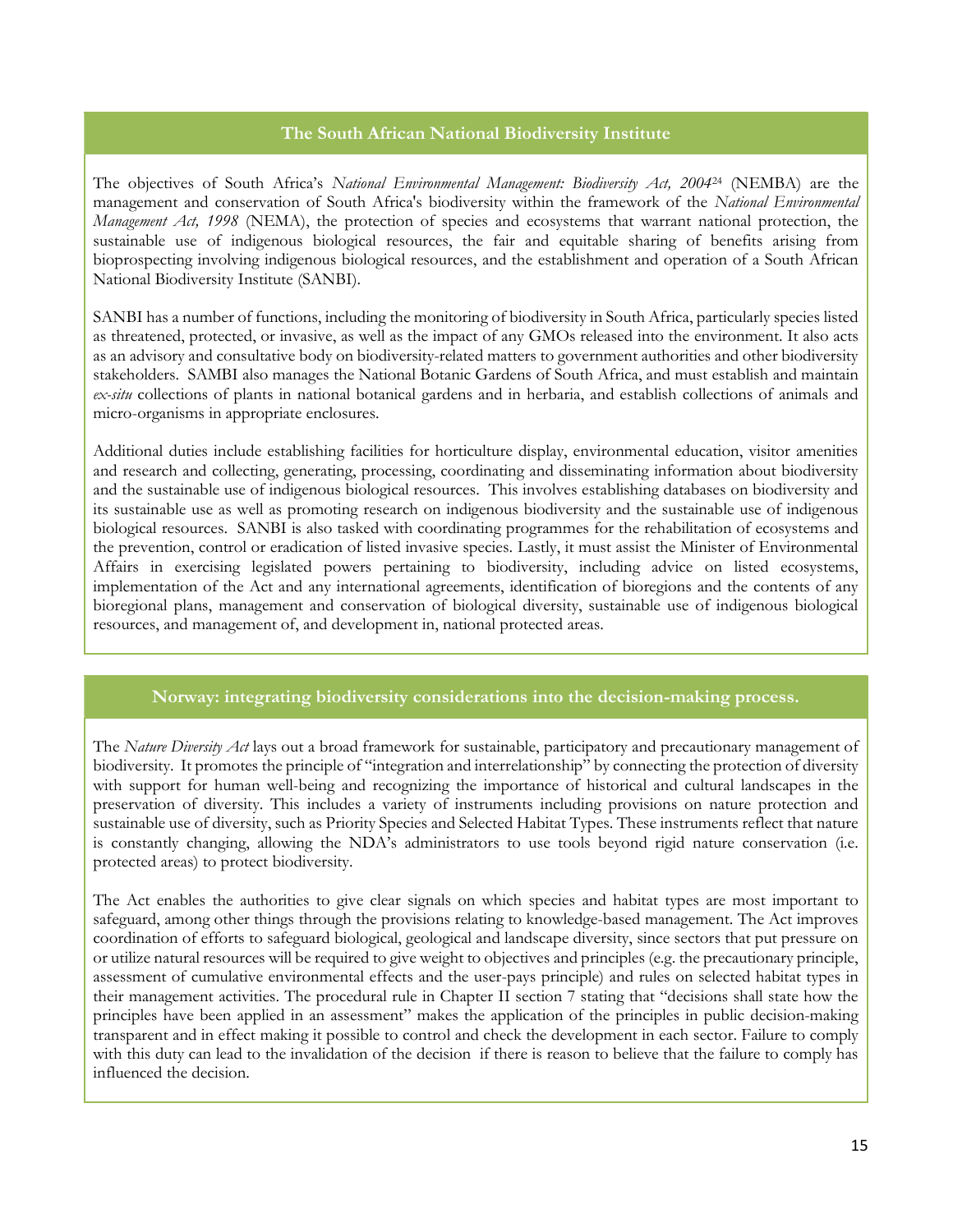### The South African National Biodiversity Institute

The objectives of South Africa's *National Environmental Management: Biodiversity Act, 2004*[24] (NEMBA) are the management and conservation of South Africa's biodiversity within the framework of the *National Environmental Management Act, 1998* (NEMA), the protection of species and ecosystems that warrant national protection, the sustainable use of indigenous biological resources, the fair and equitable sharing of benefits arising from bioprospecting involving indigenous biological resources, and the establishment and operation of a South African National Biodiversity Institute (SANBI).

SANBI has a number of functions, including the monitoring of biodiversity in South Africa, particularly species listed as threatened, protected, or invasive, as well as the impact of any GMOs released into the environment. It also acts as an advisory and consultative body on biodiversity-related matters to government authorities and other biodiversity stakeholders. SAMBI also manages the National Botanic Gardens of South Africa, and must establish and maintain *ex-situ* collections of plants in national botanical gardens and in herbaria, and establish collections of animals and micro-organisms in appropriate enclosures.

Additional duties include establishing facilities for horticulture display, environmental education, visitor amenities and research and collecting, generating, processing, coordinating and disseminating information about biodiversity and the sustainable use of indigenous biological resources. This involves establishing databases on biodiversity and its sustainable use as well as promoting research on indigenous biodiversity and the sustainable use of indigenous biological resources. SANBI is also tasked with coordinating programmes for the rehabilitation of ecosystems and the prevention, control or eradication of listed invasive species. Lastly, it must assist the Minister of Environmental Affairs in exercising legislated powers pertaining to biodiversity, including advice on listed ecosystems, implementation of the Act and any international agreements, identification of bioregions and the contents of any bioregional plans, management and conservation of biological diversity, sustainable use of indigenous biological resources, and management of, and development in, national protected areas.

### Norway: integrating biodiversity considerations into the decision-making process.

The *Nature Diversity Act* lays out a broad framework for sustainable, participatory and precautionary management of biodiversity. It promotes the principle of "integration and interrelationship" by connecting the protection of diversity with support for human well-being and recognizing the importance of historical and cultural landscapes in the preservation of diversity. This includes a variety of instruments including provisions on nature protection and sustainable use of diversity, such as Priority Species and Selected Habitat Types. These instruments reflect that nature is constantly changing, allowing the NDA's administrators to use tools beyond rigid nature conservation (i.e. protected areas) to protect biodiversity.

The Act enables the authorities to give clear signals on which species and habitat types are most important to safeguard, among other things through the provisions relating to knowledge-based management. The Act improves coordination of efforts to safeguard biological, geological and landscape diversity, since sectors that put pressure on or utilize natural resources will be required to give weight to objectives and principles (e.g. the precautionary principle, assessment of cumulative environmental effects and the user-pays principle) and rules on selected habitat types in their management activities. The procedural rule in Chapter II section 7 stating that "decisions shall state how the principles have been applied in an assessment" makes the application of the principles in public decision-making transparent and in effect making it possible to control and check the development in each sector. Failure to comply with this duty can lead to the invalidation of the decision if there is reason to believe that the failure to comply has influenced the decision.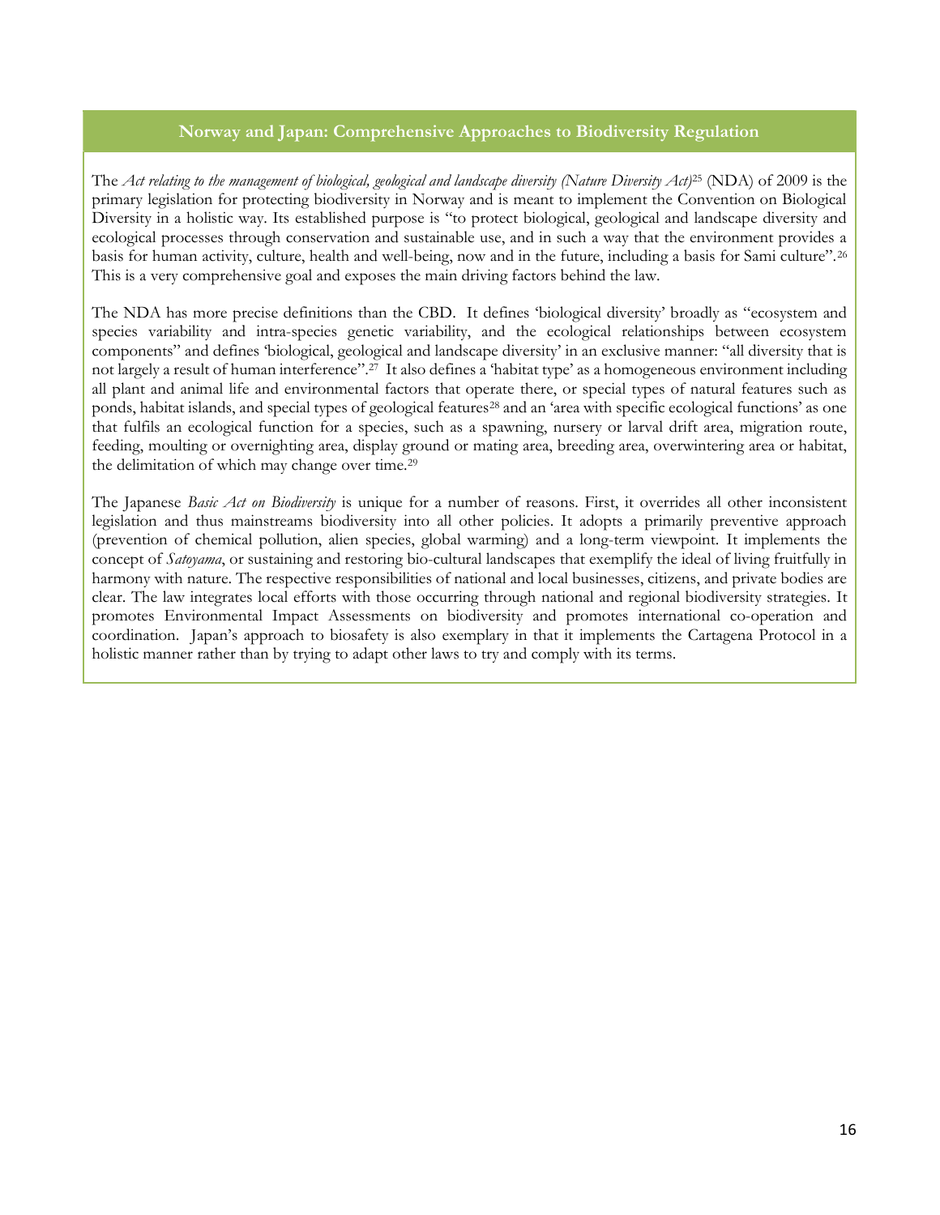### Norway and Japan: Comprehensive Approaches to Biodiversity Regulation

The *Act relating to the management of biological, geological and landscape diversity (Nature Diversity Act)*[25] (NDA) of 2009 is the primary legislation for protecting biodiversity in Norway and is meant to implement the Convention on Biological Diversity in a holistic way. Its established purpose is "to protect biological, geological and landscape diversity and ecological processes through conservation and sustainable use, and in such a way that the environment provides a basis for human activity, culture, health and well-being, now and in the future, including a basis for Sami culture".[26] This is a very comprehensive goal and exposes the main driving factors behind the law.

The NDA has more precise definitions than the CBD. It defines 'biological diversity' broadly as "ecosystem and species variability and intra-species genetic variability, and the ecological relationships between ecosystem components" and defines 'biological, geological and landscape diversity' in an exclusive manner: "all diversity that is not largely a result of human interference".[27] It also defines a 'habitat type' as a homogeneous environment including all plant and animal life and environmental factors that operate there, or special types of natural features such as ponds, habitat islands, and special types of geological features[28] and an 'area with specific ecological functions' as one that fulfils an ecological function for a species, such as a spawning, nursery or larval drift area, migration route, feeding, moulting or overnighting area, display ground or mating area, breeding area, overwintering area or habitat, the delimitation of which may change over time.[29]

The Japanese *Basic Act on Biodiversity* is unique for a number of reasons. First, it overrides all other inconsistent legislation and thus mainstreams biodiversity into all other policies. It adopts a primarily preventive approach (prevention of chemical pollution, alien species, global warming) and a long-term viewpoint. It implements the concept of *Satoyama*, or sustaining and restoring bio-cultural landscapes that exemplify the ideal of living fruitfully in harmony with nature. The respective responsibilities of national and local businesses, citizens, and private bodies are clear. The law integrates local efforts with those occurring through national and regional biodiversity strategies. It promotes Environmental Impact Assessments on biodiversity and promotes international co-operation and coordination. Japan's approach to biosafety is also exemplary in that it implements the Cartagena Protocol in a holistic manner rather than by trying to adapt other laws to try and comply with its terms.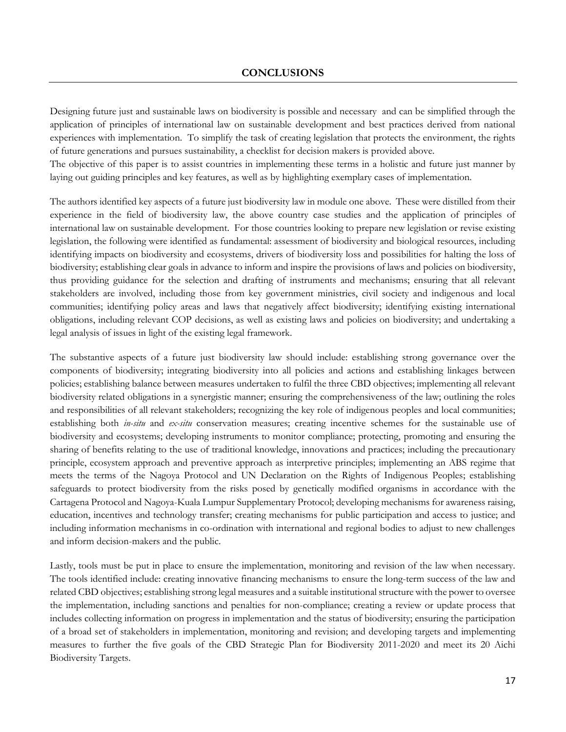# CONCLUSIONS

Designing future just and sustainable laws on biodiversity is possible and necessary and can be simplified through the application of principles of international law on sustainable development and best practices derived from national experiences with implementation. To simplify the task of creating legislation that protects the environment, the rights of future generations and pursues sustainability, a checklist for decision makers is provided above.
The objective of this paper is to assist countries in implementing these terms in a holistic and future just manner by laying out guiding principles and key features, as well as by highlighting exemplary cases of implementation.

The authors identified key aspects of a future just biodiversity law in module one above. These were distilled from their experience in the field of biodiversity law, the above country case studies and the application of principles of international law on sustainable development. For those countries looking to prepare new legislation or revise existing legislation, the following were identified as fundamental: assessment of biodiversity and biological resources, including identifying impacts on biodiversity and ecosystems, drivers of biodiversity loss and possibilities for halting the loss of biodiversity; establishing clear goals in advance to inform and inspire the provisions of laws and policies on biodiversity, thus providing guidance for the selection and drafting of instruments and mechanisms; ensuring that all relevant stakeholders are involved, including those from key government ministries, civil society and indigenous and local communities; identifying policy areas and laws that negatively affect biodiversity; identifying existing international obligations, including relevant COP decisions, as well as existing laws and policies on biodiversity; and undertaking a legal analysis of issues in light of the existing legal framework.

The substantive aspects of a future just biodiversity law should include: establishing strong governance over the components of biodiversity; integrating biodiversity into all policies and actions and establishing linkages between policies; establishing balance between measures undertaken to fulfil the three CBD objectives; implementing all relevant biodiversity related obligations in a synergistic manner; ensuring the comprehensiveness of the law; outlining the roles and responsibilities of all relevant stakeholders; recognizing the key role of indigenous peoples and local communities; establishing both *in-situ* and *ex-situ* conservation measures; creating incentive schemes for the sustainable use of biodiversity and ecosystems; developing instruments to monitor compliance; protecting, promoting and ensuring the sharing of benefits relating to the use of traditional knowledge, innovations and practices; including the precautionary principle, ecosystem approach and preventive approach as interpretive principles; implementing an ABS regime that meets the terms of the Nagoya Protocol and UN Declaration on the Rights of Indigenous Peoples; establishing safeguards to protect biodiversity from the risks posed by genetically modified organisms in accordance with the Cartagena Protocol and Nagoya-Kuala Lumpur Supplementary Protocol; developing mechanisms for awareness raising, education, incentives and technology transfer; creating mechanisms for public participation and access to justice; and including information mechanisms in co-ordination with international and regional bodies to adjust to new challenges and inform decision-makers and the public.

Lastly, tools must be put in place to ensure the implementation, monitoring and revision of the law when necessary. The tools identified include: creating innovative financing mechanisms to ensure the long-term success of the law and related CBD objectives; establishing strong legal measures and a suitable institutional structure with the power to oversee the implementation, including sanctions and penalties for non-compliance; creating a review or update process that includes collecting information on progress in implementation and the status of biodiversity; ensuring the participation of a broad set of stakeholders in implementation, monitoring and revision; and developing targets and implementing measures to further the five goals of the CBD Strategic Plan for Biodiversity 2011-2020 and meet its 20 Aichi Biodiversity Targets.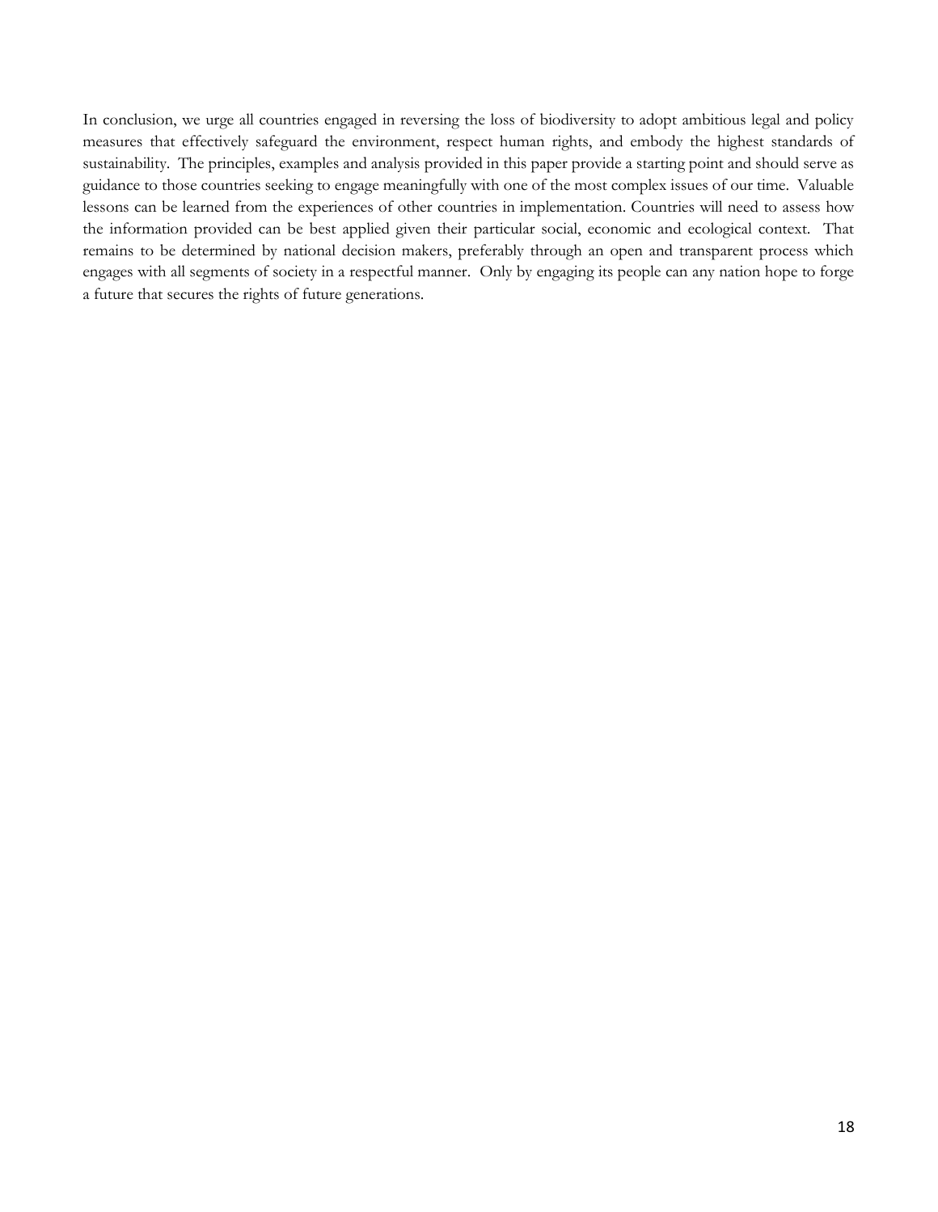In conclusion, we urge all countries engaged in reversing the loss of biodiversity to adopt ambitious legal and policy measures that effectively safeguard the environment, respect human rights, and embody the highest standards of sustainability. The principles, examples and analysis provided in this paper provide a starting point and should serve as guidance to those countries seeking to engage meaningfully with one of the most complex issues of our time. Valuable lessons can be learned from the experiences of other countries in implementation. Countries will need to assess how the information provided can be best applied given their particular social, economic and ecological context. That remains to be determined by national decision makers, preferably through an open and transparent process which engages with all segments of society in a respectful manner. Only by engaging its people can any nation hope to forge a future that secures the rights of future generations.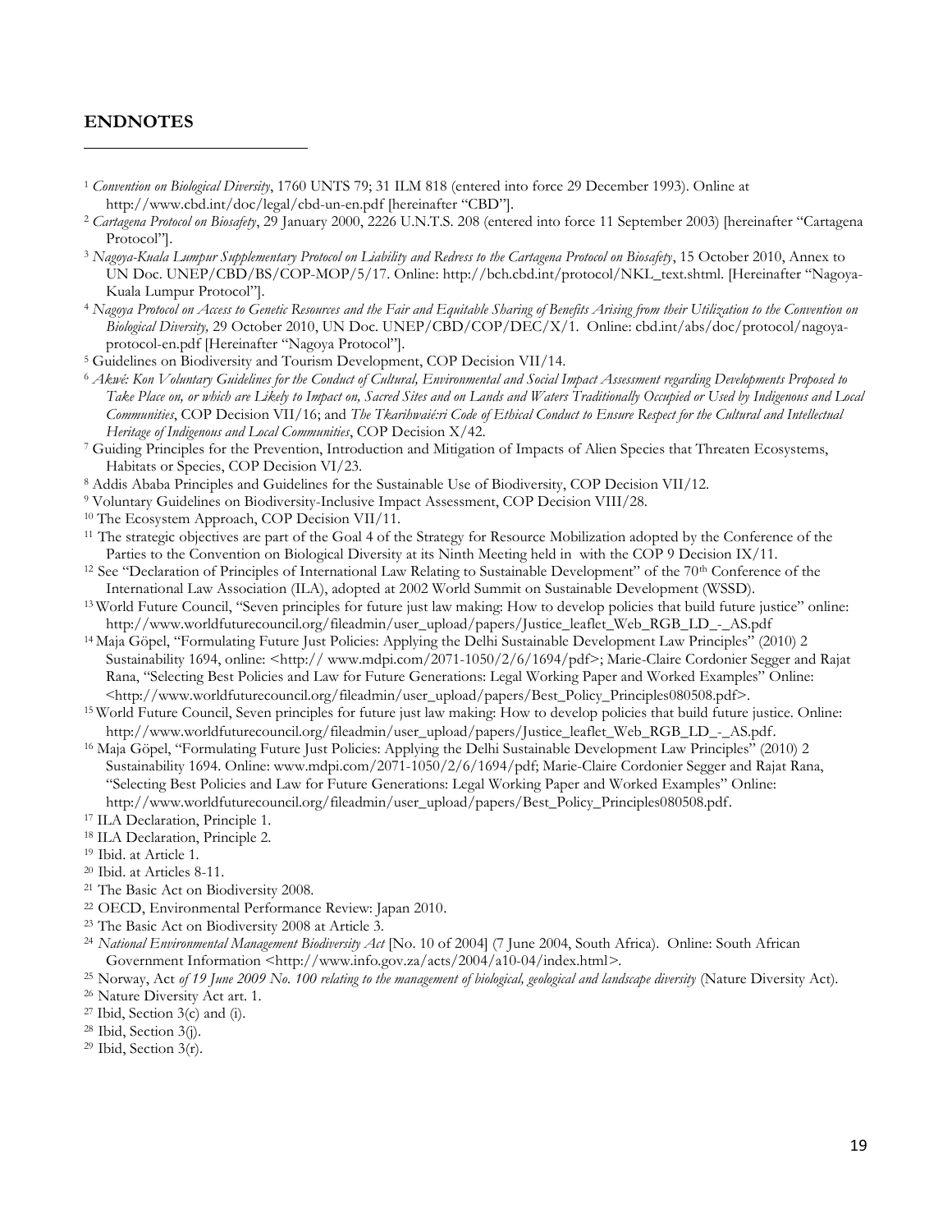## ENDNOTES

[1] *Convention on Biological Diversity*, 1760 UNTS 79; 31 ILM 818 (entered into force 29 December 1993). Online at http://www.cbd.int/doc/legal/cbd-un-en.pdf [hereinafter "CBD"].

[2] *Cartagena Protocol on Biosafety*, 29 January 2000, 2226 U.N.T.S. 208 (entered into force 11 September 2003) [hereinafter "Cartagena Protocol"].

[3] *Nagoya-Kuala Lumpur Supplementary Protocol on Liability and Redress to the Cartagena Protocol on Biosafety*, 15 October 2010, Annex to UN Doc. UNEP/CBD/BS/COP-MOP/5/17. Online: http://bch.cbd.int/protocol/NKL_text.shtml. [Hereinafter "Nagoya-Kuala Lumpur Protocol"].

[4] *Nagoya Protocol on Access to Genetic Resources and the Fair and Equitable Sharing of Benefits Arising from their Utilization to the Convention on Biological Diversity,* 29 October 2010, UN Doc. UNEP/CBD/COP/DEC/X/1. Online: cbd.int/abs/doc/protocol/nagoya-protocol-en.pdf [Hereinafter "Nagoya Protocol"].

[5] Guidelines on Biodiversity and Tourism Development, COP Decision VII/14.

[6] *Akwé: Kon Voluntary Guidelines for the Conduct of Cultural, Environmental and Social Impact Assessment regarding Developments Proposed to Take Place on, or which are Likely to Impact on, Sacred Sites and on Lands and Waters Traditionally Occupied or Used by Indigenous and Local Communities*, COP Decision VII/16; and *The Tkarihwaié:ri Code of Ethical Conduct to Ensure Respect for the Cultural and Intellectual Heritage of Indigenous and Local Communities*, COP Decision X/42.

[7] Guiding Principles for the Prevention, Introduction and Mitigation of Impacts of Alien Species that Threaten Ecosystems, Habitats or Species, COP Decision VI/23.

[8] Addis Ababa Principles and Guidelines for the Sustainable Use of Biodiversity, COP Decision VII/12.

[9] Voluntary Guidelines on Biodiversity-Inclusive Impact Assessment, COP Decision VIII/28.

[10] The Ecosystem Approach, COP Decision VII/11.

[11] The strategic objectives are part of the Goal 4 of the Strategy for Resource Mobilization adopted by the Conference of the Parties to the Convention on Biological Diversity at its Ninth Meeting held in with the COP 9 Decision IX/11.

[12] See "Declaration of Principles of International Law Relating to Sustainable Development" of the 70th Conference of the International Law Association (ILA), adopted at 2002 World Summit on Sustainable Development (WSSD).

[13] World Future Council, "Seven principles for future just law making: How to develop policies that build future justice" online: http://www.worldfuturecouncil.org/fileadmin/user_upload/papers/Justice_leaflet_Web_RGB_LD_-_AS.pdf

[14] Maja Göpel, "Formulating Future Just Policies: Applying the Delhi Sustainable Development Law Principles" (2010) 2 Sustainability 1694, online: <http:// www.mdpi.com/2071-1050/2/6/1694/pdf>; Marie-Claire Cordonier Segger and Rajat Rana, "Selecting Best Policies and Law for Future Generations: Legal Working Paper and Worked Examples" Online: <http://www.worldfuturecouncil.org/fileadmin/user_upload/papers/Best_Policy_Principles080508.pdf>.

[15] World Future Council, Seven principles for future just law making: How to develop policies that build future justice. Online: http://www.worldfuturecouncil.org/fileadmin/user_upload/papers/Justice_leaflet_Web_RGB_LD_-_AS.pdf.

[16] Maja Göpel, "Formulating Future Just Policies: Applying the Delhi Sustainable Development Law Principles" (2010) 2 Sustainability 1694. Online: www.mdpi.com/2071-1050/2/6/1694/pdf; Marie-Claire Cordonier Segger and Rajat Rana, "Selecting Best Policies and Law for Future Generations: Legal Working Paper and Worked Examples" Online: http://www.worldfuturecouncil.org/fileadmin/user_upload/papers/Best_Policy_Principles080508.pdf.

[17] ILA Declaration, Principle 1.

[18] ILA Declaration, Principle 2.

[19] Ibid. at Article 1.

[20] Ibid. at Articles 8-11.

[21] The Basic Act on Biodiversity 2008.

[22] OECD, Environmental Performance Review: Japan 2010.

[23] The Basic Act on Biodiversity 2008 at Article 3.

[24] *National Environmental Management Biodiversity Act* [No. 10 of 2004] (7 June 2004, South Africa). Online: South African Government Information <http://www.info.gov.za/acts/2004/a10-04/index.html>.

[25] Norway, Act *of 19 June 2009 No. 100 relating to the management of biological, geological and landscape diversity* (Nature Diversity Act).

[26] Nature Diversity Act art. 1.

[27] Ibid, Section 3(c) and (i).

[28] Ibid, Section 3(j).

[29] Ibid, Section 3(r).